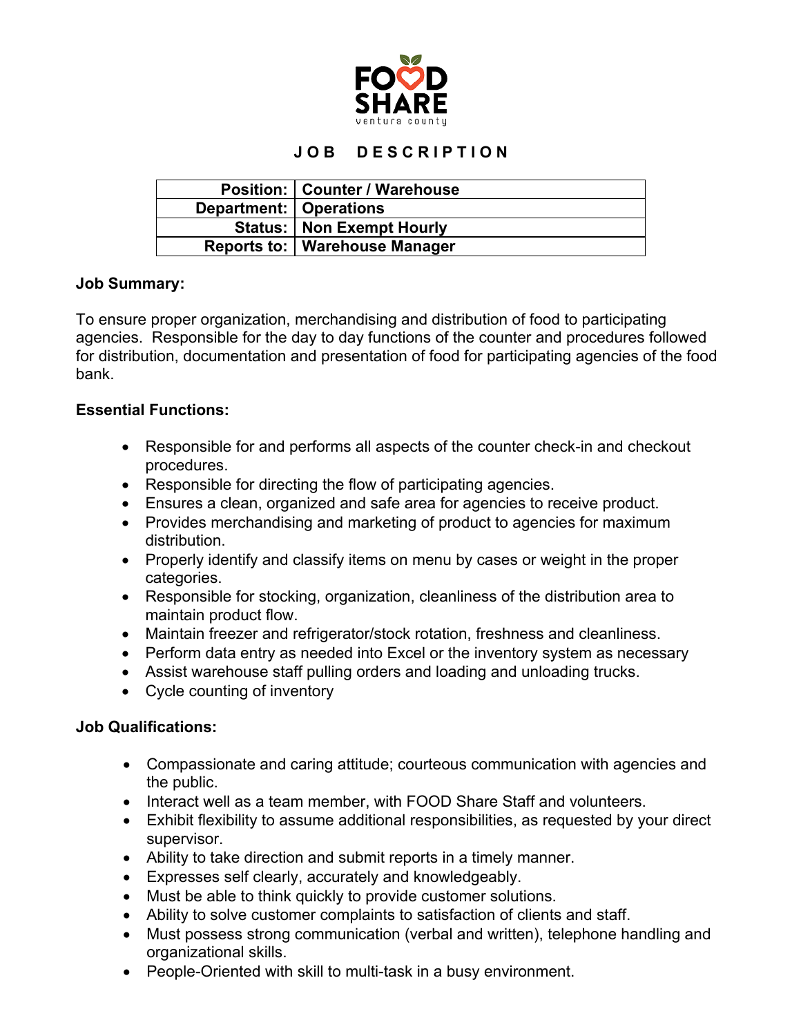FOOD SHARE

ventura county

# JOB DESCRIPTION

| **Position:** | **Counter / Warehouse** |
|---|---|
| **Department:** | **Operations** |
| **Status:** | **Non Exempt Hourly** |
| **Reports to:** | **Warehouse Manager** |

**Job Summary:**

To ensure proper organization, merchandising and distribution of food to participating agencies. Responsible for the day to day functions of the counter and procedures followed for distribution, documentation and presentation of food for participating agencies of the food bank.

**Essential Functions:**

- Responsible for and performs all aspects of the counter check-in and checkout procedures.
- Responsible for directing the flow of participating agencies.
- Ensures a clean, organized and safe area for agencies to receive product.
- Provides merchandising and marketing of product to agencies for maximum distribution.
- Properly identify and classify items on menu by cases or weight in the proper categories.
- Responsible for stocking, organization, cleanliness of the distribution area to maintain product flow.
- Maintain freezer and refrigerator/stock rotation, freshness and cleanliness.
- Perform data entry as needed into Excel or the inventory system as necessary
- Assist warehouse staff pulling orders and loading and unloading trucks.
- Cycle counting of inventory

**Job Qualifications:**

- Compassionate and caring attitude; courteous communication with agencies and the public.
- Interact well as a team member, with FOOD Share Staff and volunteers.
- Exhibit flexibility to assume additional responsibilities, as requested by your direct supervisor.
- Ability to take direction and submit reports in a timely manner.
- Expresses self clearly, accurately and knowledgeably.
- Must be able to think quickly to provide customer solutions.
- Ability to solve customer complaints to satisfaction of clients and staff.
- Must possess strong communication (verbal and written), telephone handling and organizational skills.
- People-Oriented with skill to multi-task in a busy environment.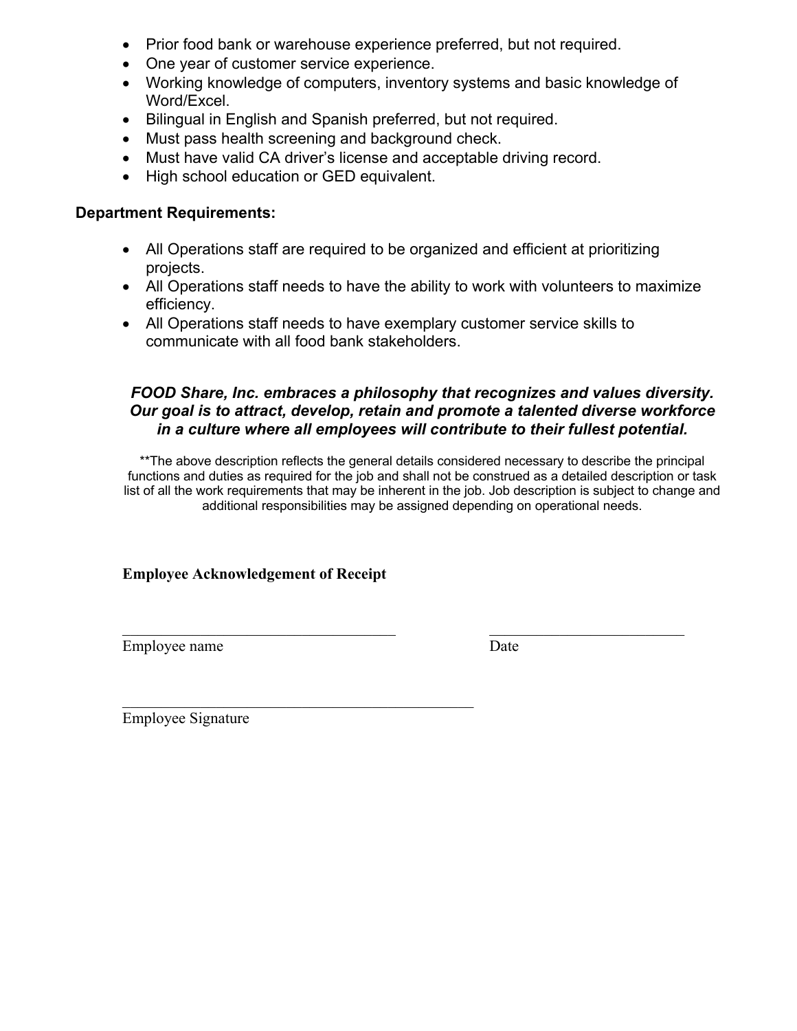- Prior food bank or warehouse experience preferred, but not required.
- One year of customer service experience.
- Working knowledge of computers, inventory systems and basic knowledge of Word/Excel.
- Bilingual in English and Spanish preferred, but not required.
- Must pass health screening and background check.
- Must have valid CA driver's license and acceptable driving record.
- High school education or GED equivalent.

**Department Requirements:**

- All Operations staff are required to be organized and efficient at prioritizing projects.
- All Operations staff needs to have the ability to work with volunteers to maximize efficiency.
- All Operations staff needs to have exemplary customer service skills to communicate with all food bank stakeholders.

***FOOD Share, Inc. embraces a philosophy that recognizes and values diversity. Our goal is to attract, develop, retain and promote a talented diverse workforce in a culture where all employees will contribute to their fullest potential.***

**The above description reflects the general details considered necessary to describe the principal functions and duties as required for the job and shall not be construed as a detailed description or task list of all the work requirements that may be inherent in the job. Job description is subject to change and additional responsibilities may be assigned depending on operational needs.

**Employee Acknowledgement of Receipt**

\_\_\_\_\_\_\_\_\_\_\_\_\_\_\_\_\_\_\_\_\_\_\_\_\_\_\_\_\_\_\_\_\_\_\_\_ \_\_\_\_\_\_\_\_\_\_\_\_\_\_\_\_\_\_\_\_\_\_\_\_\_\_

Employee name Date

\_\_\_\_\_\_\_\_\_\_\_\_\_\_\_\_\_\_\_\_\_\_\_\_\_\_\_\_\_\_\_\_\_\_\_\_\_\_\_\_\_\_\_\_\_\_

Employee Signature